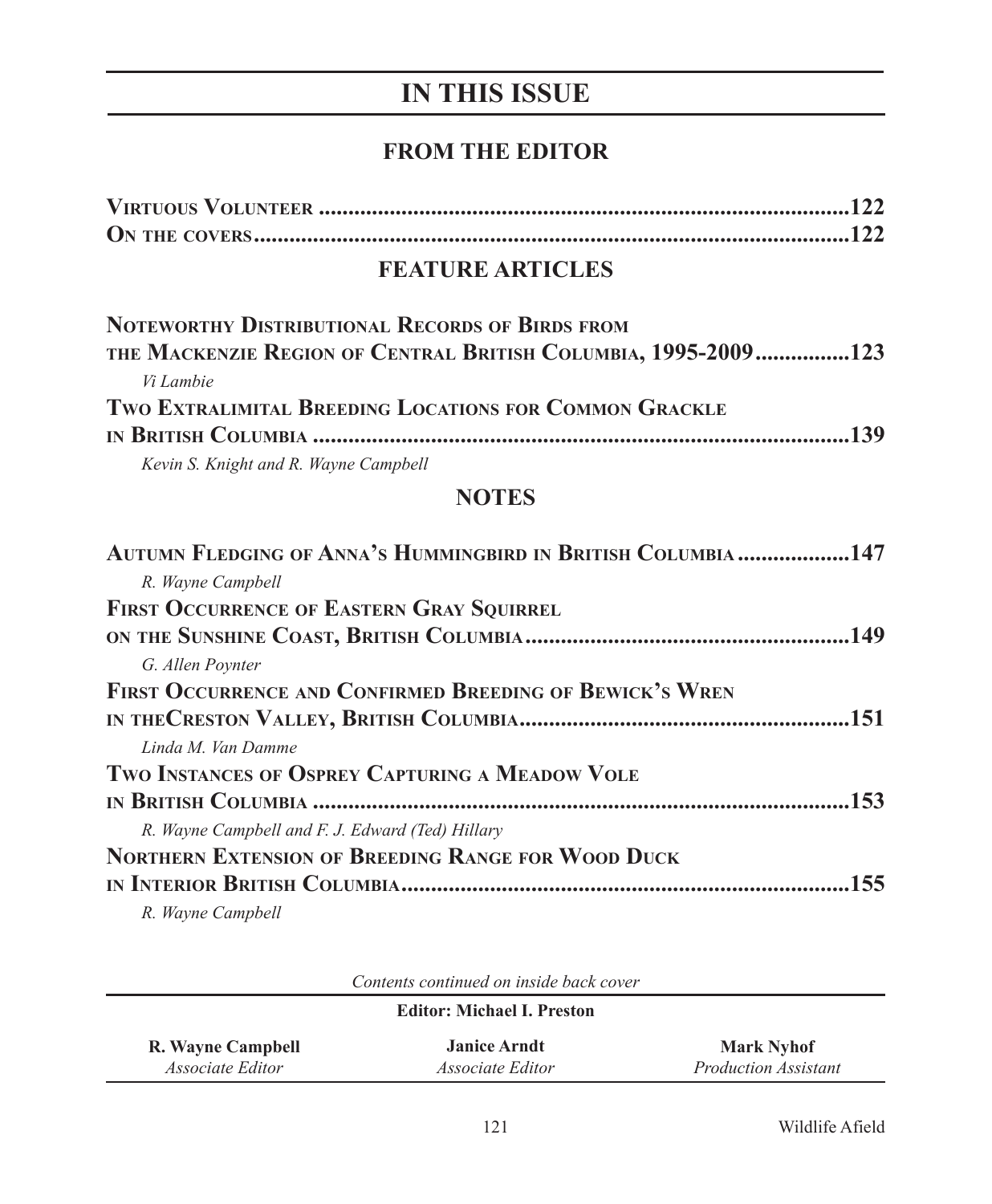# IN THIS ISSUE

## FROM THE EDITOR

**Virtuous Volunteer** ...........................................................................................122
**On the covers**......................................................................................................122

## FEATURE ARTICLES

**Noteworthy Distributional Records of Birds from the Mackenzie Region of Central British Columbia, 1995-2009**................123
*Vi Lambie*

**Two Extralimital Breeding Locations for Common Grackle in British Columbia** ...........................................................................................139
*Kevin S. Knight and R. Wayne Campbell*

## NOTES

**Autumn Fledging of Anna's Hummingbird in British Columbia** ...................147
*R. Wayne Campbell*

**First Occurrence of Eastern Gray Squirrel on the Sunshine Coast, British Columbia**.......................................................149
*G. Allen Poynter*

**First Occurrence and Confirmed Breeding of Bewick's Wren in theCreston Valley, British Columbia**.........................................................151
*Linda M. Van Damme*

**Two Instances of Osprey Capturing a Meadow Vole in British Columbia** ...........................................................................................153
*R. Wayne Campbell and F. J. Edward (Ted) Hillary*

**Northern Extension of Breeding Range for Wood Duck in Interior British Columbia**..............................................................................155
*R. Wayne Campbell*

*Contents continued on inside back cover*

**Editor: Michael I. Preston**

**R. Wayne Campbell**
*Associate Editor*

**Janice Arndt**
*Associate Editor*

**Mark Nyhof**
*Production Assistant*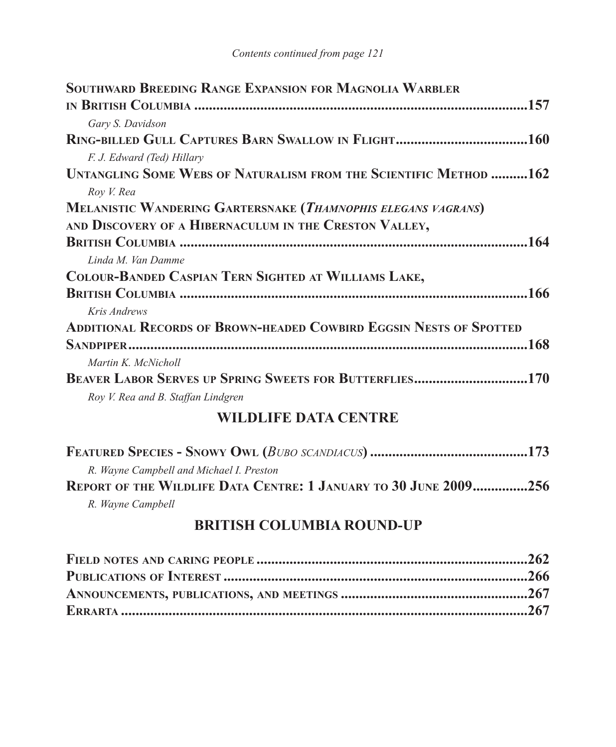*Contents continued from page 121*

**Southward Breeding Range Expansion for Magnolia Warbler in British Columbia ..........157**
*Gary S. Davidson*

**Ring-billed Gull Captures Barn Swallow in Flight..........160**
*F. J. Edward (Ted) Hillary*

**Untangling Some Webs of Naturalism from the Scientific Method ..........162**
*Roy V. Rea*

**Melanistic Wandering Gartersnake (*Thamnophis elegans vagrans*) and Discovery of a Hibernaculum in the Creston Valley, British Columbia ..........164**
*Linda M. Van Damme*

**Colour-Banded Caspian Tern Sighted at Williams Lake, British Columbia ..........166**
*Kris Andrews*

**Additional Records of Brown-headed Cowbird Eggsin Nests of Spotted Sandpiper..........168**
*Martin K. McNicholl*

**Beaver Labor Serves up Spring Sweets for Butterflies..........170**
*Roy V. Rea and B. Staffan Lindgren*

## WILDLIFE DATA CENTRE

**Featured Species - Snowy Owl (*Bubo scandiacus*) ..........173**
*R. Wayne Campbell and Michael I. Preston*

**Report of the Wildlife Data Centre: 1 January to 30 June 2009..........256**
*R. Wayne Campbell*

## BRITISH COLUMBIA ROUND-UP

**Field notes and caring people ..........262**

**Publications of Interest ..........266**

**Announcements, publications, and meetings ..........267**

**Errarta ..........267**